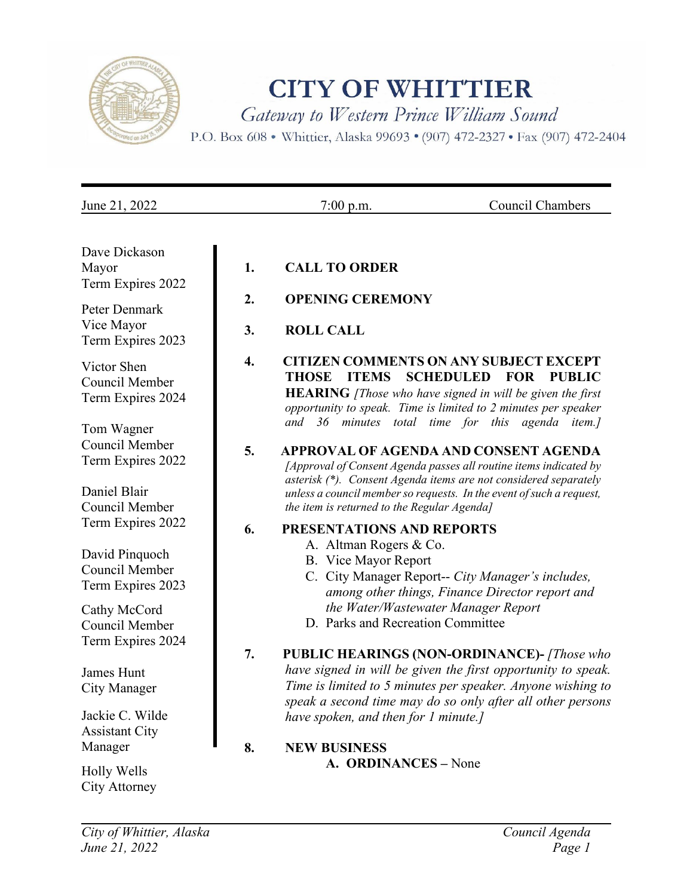# CITY OF WHITTIER

*Gateway to Western Prince William Sound*

P.O. Box 608 • Whittier, Alaska 99693 • (907) 472-2327 • Fax (907) 472-2404

June 21, 2022 | 7:00 p.m. | Council Chambers

Dave Dickason
Mayor
Term Expires 2022

Peter Denmark
Vice Mayor
Term Expires 2023

Victor Shen
Council Member
Term Expires 2024

Tom Wagner
Council Member
Term Expires 2022

Daniel Blair
Council Member
Term Expires 2022

David Pinquoch
Council Member
Term Expires 2023

Cathy McCord
Council Member
Term Expires 2024

James Hunt
City Manager

Jackie C. Wilde
Assistant City Manager

Holly Wells
City Attorney

**1. CALL TO ORDER**

**2. OPENING CEREMONY**

**3. ROLL CALL**

**4. CITIZEN COMMENTS ON ANY SUBJECT EXCEPT THOSE ITEMS SCHEDULED FOR PUBLIC HEARING** *[Those who have signed in will be given the first opportunity to speak. Time is limited to 2 minutes per speaker and 36 minutes total time for this agenda item.]*

**5. APPROVAL OF AGENDA AND CONSENT AGENDA**
*[Approval of Consent Agenda passes all routine items indicated by asterisk (*). Consent Agenda items are not considered separately unless a council member so requests. In the event of such a request, the item is returned to the Regular Agenda]*

**6. PRESENTATIONS AND REPORTS**

A. Altman Rogers & Co.
B. Vice Mayor Report
C. City Manager Report-- *City Manager's includes, among other things, Finance Director report and the Water/Wastewater Manager Report*
D. Parks and Recreation Committee

**7. PUBLIC HEARINGS (NON-ORDINANCE)-** *[Those who have signed in will be given the first opportunity to speak. Time is limited to 5 minutes per speaker. Anyone wishing to speak a second time may do so only after all other persons have spoken, and then for 1 minute.]*

**8. NEW BUSINESS**

**A. ORDINANCES –** None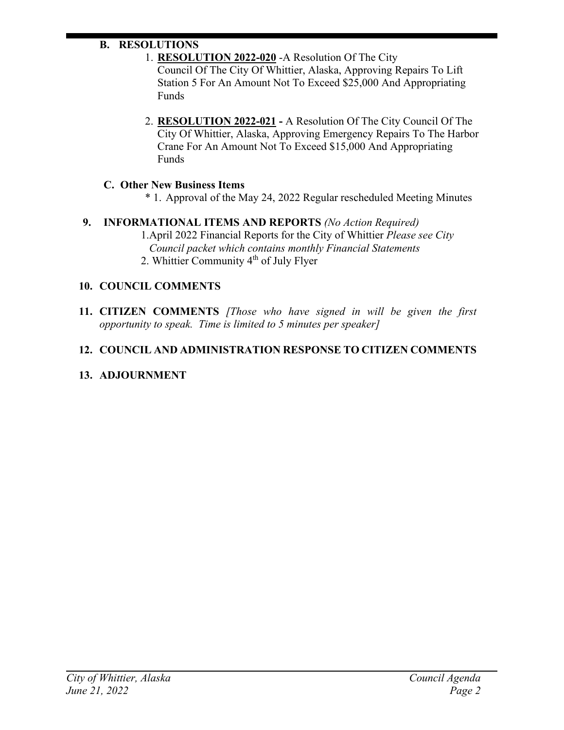**B. RESOLUTIONS**

1. **RESOLUTION 2022-020** -A Resolution Of The City Council Of The City Of Whittier, Alaska, Approving Repairs To Lift Station 5 For An Amount Not To Exceed $25,000 And Appropriating Funds

2. **RESOLUTION 2022-021 -** A Resolution Of The City Council Of The City Of Whittier, Alaska, Approving Emergency Repairs To The Harbor Crane For An Amount Not To Exceed $15,000 And Appropriating Funds

**C. Other New Business Items**

\* 1. Approval of the May 24, 2022 Regular rescheduled Meeting Minutes

## 9. INFORMATIONAL ITEMS AND REPORTS *(No Action Required)*

1. April 2022 Financial Reports for the City of Whittier *Please see City Council packet which contains monthly Financial Statements*
2. Whittier Community 4th of July Flyer

## 10. COUNCIL COMMENTS

## 11. CITIZEN COMMENTS *[Those who have signed in will be given the first opportunity to speak. Time is limited to 5 minutes per speaker]*

## 12. COUNCIL AND ADMINISTRATION RESPONSE TO CITIZEN COMMENTS

## 13. ADJOURNMENT